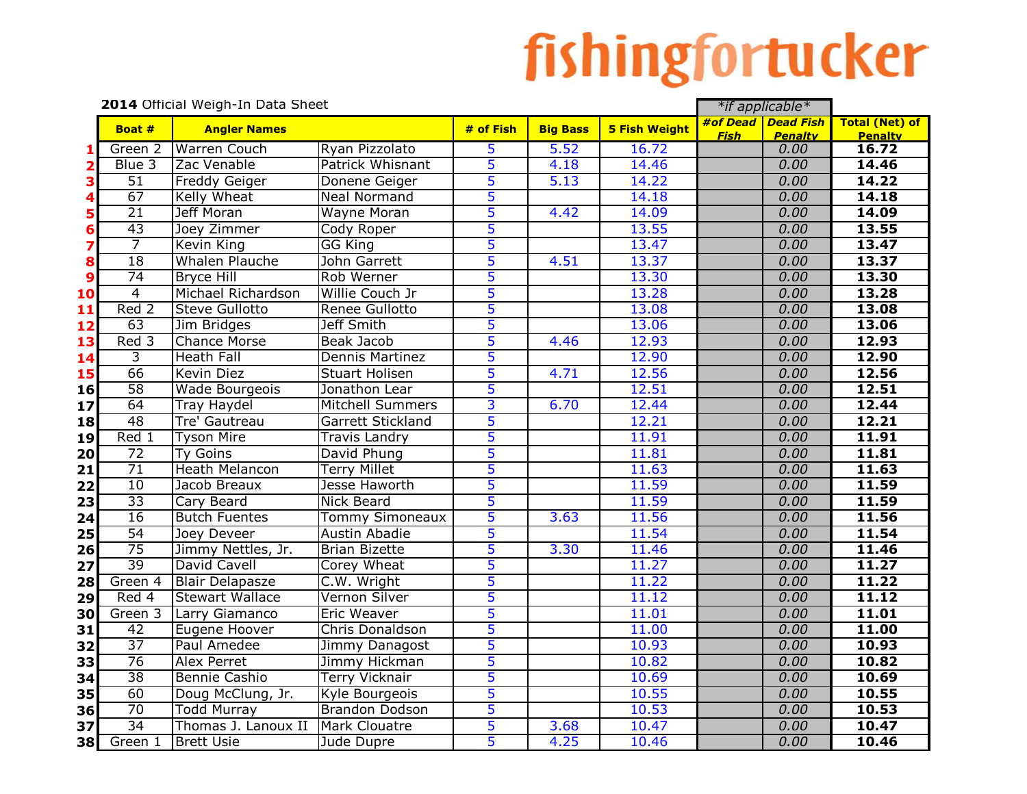fishingfortucker

**2014** Official Weigh-In Data Sheet

| | Boat # | Angler Names | | # of Fish | Big Bass | 5 Fish Weight | *#of Dead Fish* | *Dead Fish Penalty* | Total (Net) of Penalty |
|---|---|---|---|---|---|---|---|---|---|
| | | | | | | | *\*if applicable\** | | |
| 1 | Green 2 | Warren Couch | Ryan Pizzolato | 5 | 5.52 | 16.72 | | 0.00 | **16.72** |
| 2 | Blue 3 | Zac Venable | Patrick Whisnant | 5 | 4.18 | 14.46 | | 0.00 | **14.46** |
| 3 | 51 | Freddy Geiger | Donene Geiger | 5 | 5.13 | 14.22 | | 0.00 | **14.22** |
| 4 | 67 | Kelly Wheat | Neal Normand | 5 | | 14.18 | | 0.00 | **14.18** |
| 5 | 21 | Jeff Moran | Wayne Moran | 5 | 4.42 | 14.09 | | 0.00 | **14.09** |
| 6 | 43 | Joey Zimmer | Cody Roper | 5 | | 13.55 | | 0.00 | **13.55** |
| 7 | 7 | Kevin King | GG King | 5 | | 13.47 | | 0.00 | **13.47** |
| 8 | 18 | Whalen Plauche | John Garrett | 5 | 4.51 | 13.37 | | 0.00 | **13.37** |
| 9 | 74 | Bryce Hill | Rob Werner | 5 | | 13.30 | | 0.00 | **13.30** |
| 10 | 4 | Michael Richardson | Willie Couch Jr | 5 | | 13.28 | | 0.00 | **13.28** |
| 11 | Red 2 | Steve Gullotto | Renee Gullotto | 5 | | 13.08 | | 0.00 | **13.08** |
| 12 | 63 | Jim Bridges | Jeff Smith | 5 | | 13.06 | | 0.00 | **13.06** |
| 13 | Red 3 | Chance Morse | Beak Jacob | 5 | 4.46 | 12.93 | | 0.00 | **12.93** |
| 14 | 3 | Heath Fall | Dennis Martinez | 5 | | 12.90 | | 0.00 | **12.90** |
| 15 | 66 | Kevin Diez | Stuart Holisen | 5 | 4.71 | 12.56 | | 0.00 | **12.56** |
| 16 | 58 | Wade Bourgeois | Jonathon Lear | 5 | | 12.51 | | 0.00 | **12.51** |
| 17 | 64 | Tray Haydel | Mitchell Summers | 3 | 6.70 | 12.44 | | 0.00 | **12.44** |
| 18 | 48 | Tre' Gautreau | Garrett Stickland | 5 | | 12.21 | | 0.00 | **12.21** |
| 19 | Red 1 | Tyson Mire | Travis Landry | 5 | | 11.91 | | 0.00 | **11.91** |
| 20 | 72 | Ty Goins | David Phung | 5 | | 11.81 | | 0.00 | **11.81** |
| 21 | 71 | Heath Melancon | Terry Millet | 5 | | 11.63 | | 0.00 | **11.63** |
| 22 | 10 | Jacob Breaux | Jesse Haworth | 5 | | 11.59 | | 0.00 | **11.59** |
| 23 | 33 | Cary Beard | Nick Beard | 5 | | 11.59 | | 0.00 | **11.59** |
| 24 | 16 | Butch Fuentes | Tommy Simoneaux | 5 | 3.63 | 11.56 | | 0.00 | **11.56** |
| 25 | 54 | Joey Deveer | Austin Abadie | 5 | | 11.54 | | 0.00 | **11.54** |
| 26 | 75 | Jimmy Nettles, Jr. | Brian Bizette | 5 | 3.30 | 11.46 | | 0.00 | **11.46** |
| 27 | 39 | David Cavell | Corey Wheat | 5 | | 11.27 | | 0.00 | **11.27** |
| 28 | Green 4 | Blair Delapasze | C.W. Wright | 5 | | 11.22 | | 0.00 | **11.22** |
| 29 | Red 4 | Stewart Wallace | Vernon Silver | 5 | | 11.12 | | 0.00 | **11.12** |
| 30 | Green 3 | Larry Giamanco | Eric Weaver | 5 | | 11.01 | | 0.00 | **11.01** |
| 31 | 42 | Eugene Hoover | Chris Donaldson | 5 | | 11.00 | | 0.00 | **11.00** |
| 32 | 37 | Paul Amedee | Jimmy Danagost | 5 | | 10.93 | | 0.00 | **10.93** |
| 33 | 76 | Alex Perret | Jimmy Hickman | 5 | | 10.82 | | 0.00 | **10.82** |
| 34 | 38 | Bennie Cashio | Terry Vicknair | 5 | | 10.69 | | 0.00 | **10.69** |
| 35 | 60 | Doug McClung, Jr. | Kyle Bourgeois | 5 | | 10.55 | | 0.00 | **10.55** |
| 36 | 70 | Todd Murray | Brandon Dodson | 5 | | 10.53 | | 0.00 | **10.53** |
| 37 | 34 | Thomas J. Lanoux II | Mark Clouatre | 5 | 3.68 | 10.47 | | 0.00 | **10.47** |
| 38 | Green 1 | Brett Usie | Jude Dupre | 5 | 4.25 | 10.46 | | 0.00 | **10.46** |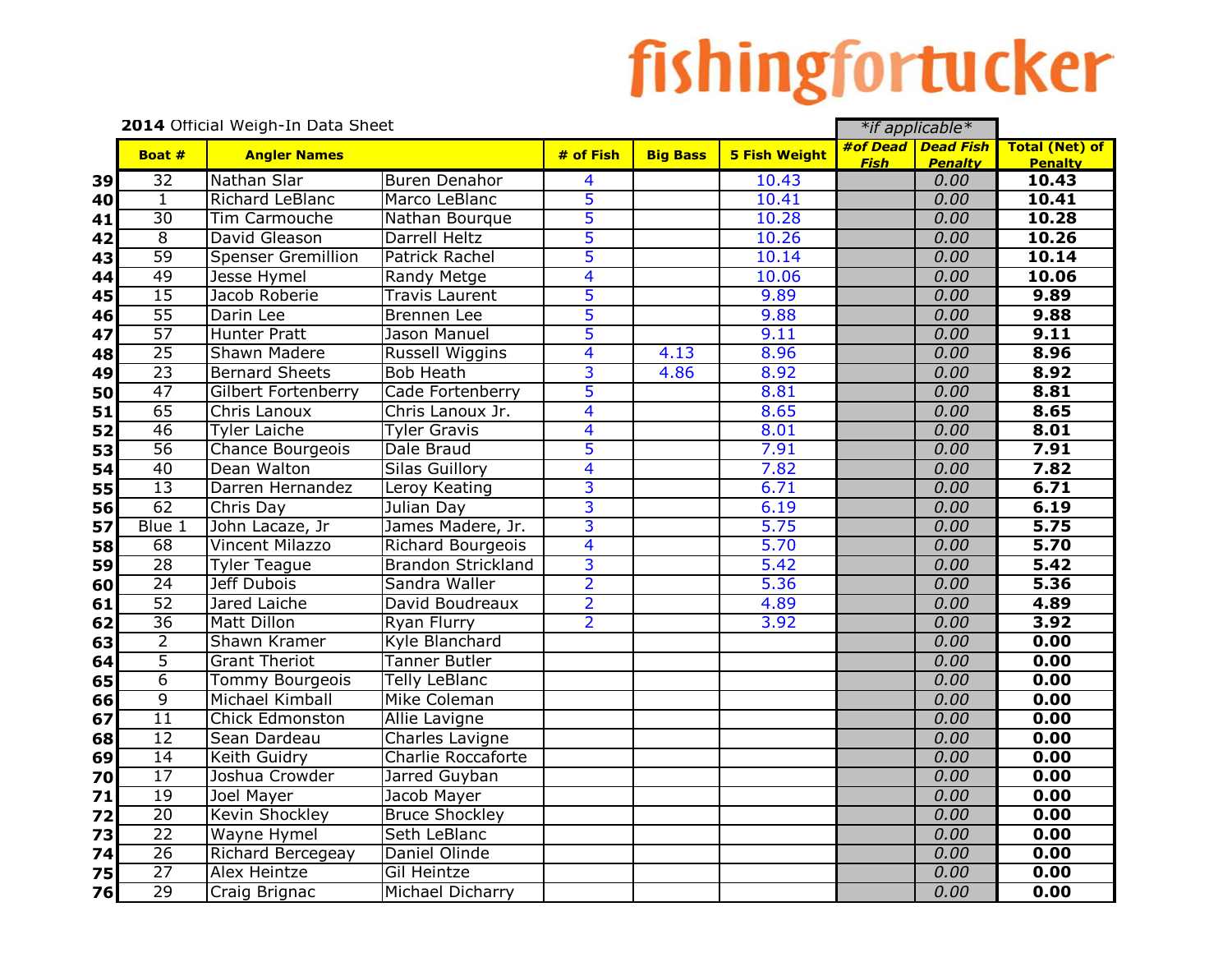fishingfortucker

**2014** Official Weigh-In Data Sheet

| | Boat # | Angler Names | | # of Fish | Big Bass | 5 Fish Weight | *#of Dead Fish* | *Dead Fish Penalty* | Total (Net) of Penalty |
|---|---|---|---|---|---|---|---|---|---|
| | | | | | | | *\*if applicable\** | | |
| **39** | 32 | Nathan Slar | Buren Denahor | 4 | | 10.43 | | 0.00 | **10.43** |
| **40** | 1 | Richard LeBlanc | Marco LeBlanc | 5 | | 10.41 | | 0.00 | **10.41** |
| **41** | 30 | Tim Carmouche | Nathan Bourque | 5 | | 10.28 | | 0.00 | **10.28** |
| **42** | 8 | David Gleason | Darrell Heltz | 5 | | 10.26 | | 0.00 | **10.26** |
| **43** | 59 | Spenser Gremillion | Patrick Rachel | 5 | | 10.14 | | 0.00 | **10.14** |
| **44** | 49 | Jesse Hymel | Randy Metge | 4 | | 10.06 | | 0.00 | **10.06** |
| **45** | 15 | Jacob Roberie | Travis Laurent | 5 | | 9.89 | | 0.00 | **9.89** |
| **46** | 55 | Darin Lee | Brennen Lee | 5 | | 9.88 | | 0.00 | **9.88** |
| **47** | 57 | Hunter Pratt | Jason Manuel | 5 | | 9.11 | | 0.00 | **9.11** |
| **48** | 25 | Shawn Madere | Russell Wiggins | 4 | 4.13 | 8.96 | | 0.00 | **8.96** |
| **49** | 23 | Bernard Sheets | Bob Heath | 3 | 4.86 | 8.92 | | 0.00 | **8.92** |
| **50** | 47 | Gilbert Fortenberry | Cade Fortenberry | 5 | | 8.81 | | 0.00 | **8.81** |
| **51** | 65 | Chris Lanoux | Chris Lanoux Jr. | 4 | | 8.65 | | 0.00 | **8.65** |
| **52** | 46 | Tyler Laiche | Tyler Gravis | 4 | | 8.01 | | 0.00 | **8.01** |
| **53** | 56 | Chance Bourgeois | Dale Braud | 5 | | 7.91 | | 0.00 | **7.91** |
| **54** | 40 | Dean Walton | Silas Guillory | 4 | | 7.82 | | 0.00 | **7.82** |
| **55** | 13 | Darren Hernandez | Leroy Keating | 3 | | 6.71 | | 0.00 | **6.71** |
| **56** | 62 | Chris Day | Julian Day | 3 | | 6.19 | | 0.00 | **6.19** |
| **57** | Blue 1 | John Lacaze, Jr | James Madere, Jr. | 3 | | 5.75 | | 0.00 | **5.75** |
| **58** | 68 | Vincent Milazzo | Richard Bourgeois | 4 | | 5.70 | | 0.00 | **5.70** |
| **59** | 28 | Tyler Teague | Brandon Strickland | 3 | | 5.42 | | 0.00 | **5.42** |
| **60** | 24 | Jeff Dubois | Sandra Waller | 2 | | 5.36 | | 0.00 | **5.36** |
| **61** | 52 | Jared Laiche | David Boudreaux | 2 | | 4.89 | | 0.00 | **4.89** |
| **62** | 36 | Matt Dillon | Ryan Flurry | 2 | | 3.92 | | 0.00 | **3.92** |
| **63** | 2 | Shawn Kramer | Kyle Blanchard | | | | | 0.00 | **0.00** |
| **64** | 5 | Grant Theriot | Tanner Butler | | | | | 0.00 | **0.00** |
| **65** | 6 | Tommy Bourgeois | Telly LeBlanc | | | | | 0.00 | **0.00** |
| **66** | 9 | Michael Kimball | Mike Coleman | | | | | 0.00 | **0.00** |
| **67** | 11 | Chick Edmonston | Allie Lavigne | | | | | 0.00 | **0.00** |
| **68** | 12 | Sean Dardeau | Charles Lavigne | | | | | 0.00 | **0.00** |
| **69** | 14 | Keith Guidry | Charlie Roccaforte | | | | | 0.00 | **0.00** |
| **70** | 17 | Joshua Crowder | Jarred Guyban | | | | | 0.00 | **0.00** |
| **71** | 19 | Joel Mayer | Jacob Mayer | | | | | 0.00 | **0.00** |
| **72** | 20 | Kevin Shockley | Bruce Shockley | | | | | 0.00 | **0.00** |
| **73** | 22 | Wayne Hymel | Seth LeBlanc | | | | | 0.00 | **0.00** |
| **74** | 26 | Richard Bercegeay | Daniel Olinde | | | | | 0.00 | **0.00** |
| **75** | 27 | Alex Heintze | Gil Heintze | | | | | 0.00 | **0.00** |
| **76** | 29 | Craig Brignac | Michael Dicharry | | | | | 0.00 | **0.00** |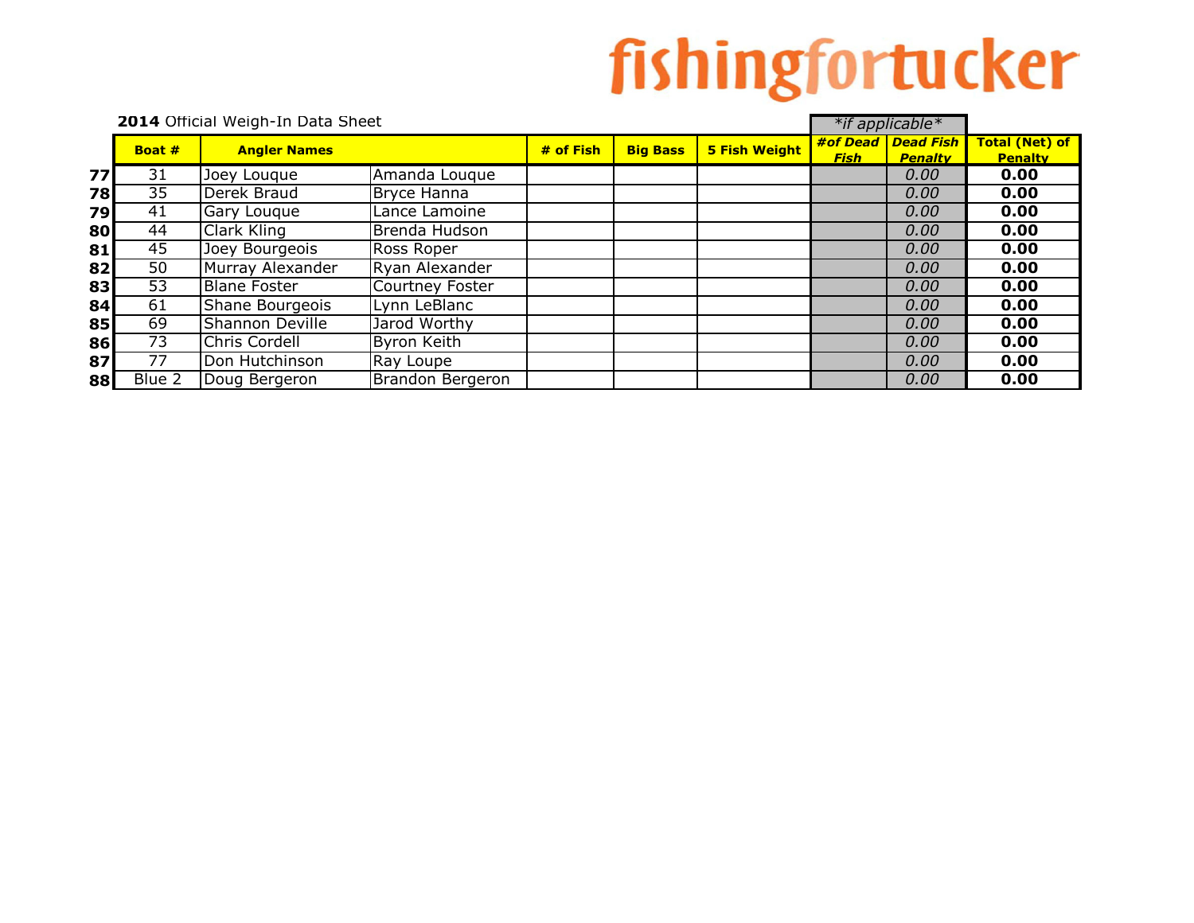fishingfortucker

**2014** Official Weigh-In Data Sheet

| | Boat # | Angler Names | | # of Fish | Big Bass | 5 Fish Weight | *#of Dead Fish* | *Dead Fish Penalty* | Total (Net) of Penalty |
|---|---|---|---|---|---|---|---|---|---|
| | | | | | | | *\*if applicable\** | | |
| **77** | 31 | Joey Louque | Amanda Louque | | | | | *0.00* | **0.00** |
| **78** | 35 | Derek Braud | Bryce Hanna | | | | | *0.00* | **0.00** |
| **79** | 41 | Gary Louque | Lance Lamoine | | | | | *0.00* | **0.00** |
| **80** | 44 | Clark Kling | Brenda Hudson | | | | | *0.00* | **0.00** |
| **81** | 45 | Joey Bourgeois | Ross Roper | | | | | *0.00* | **0.00** |
| **82** | 50 | Murray Alexander | Ryan Alexander | | | | | *0.00* | **0.00** |
| **83** | 53 | Blane Foster | Courtney Foster | | | | | *0.00* | **0.00** |
| **84** | 61 | Shane Bourgeois | Lynn LeBlanc | | | | | *0.00* | **0.00** |
| **85** | 69 | Shannon Deville | Jarod Worthy | | | | | *0.00* | **0.00** |
| **86** | 73 | Chris Cordell | Byron Keith | | | | | *0.00* | **0.00** |
| **87** | 77 | Don Hutchinson | Ray Loupe | | | | | *0.00* | **0.00** |
| **88** | Blue 2 | Doug Bergeron | Brandon Bergeron | | | | | *0.00* | **0.00** |